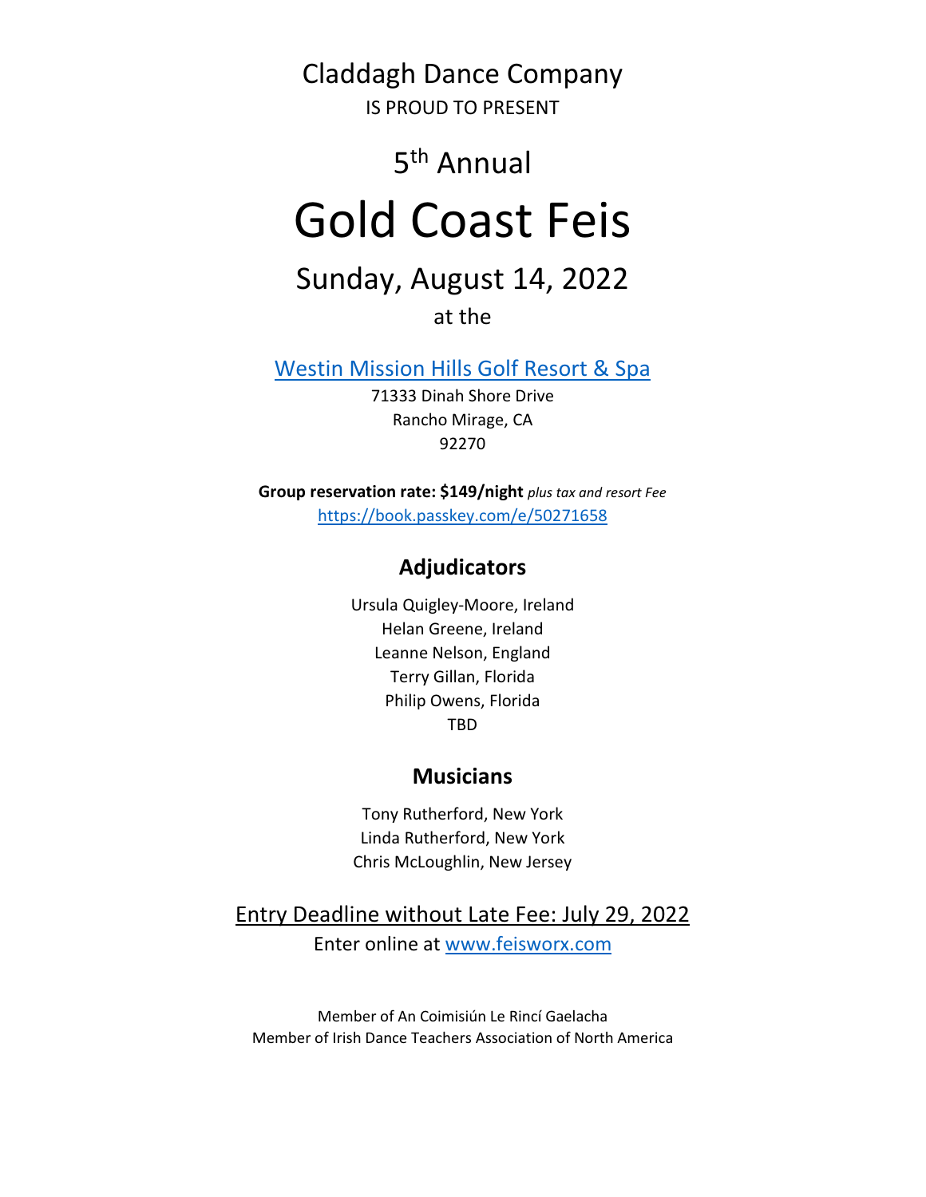Claddagh Dance Company

IS PROUD TO PRESENT

5th Annual

# Gold Coast Feis

## Sunday, August 14, 2022

at the

[Westin Mission Hills Golf Resort & Spa](https://book.passkey.com/e/50271658)

71333 Dinah Shore Drive
Rancho Mirage, CA
92270

**Group reservation rate: $149/night** *plus tax and resort Fee*
https://book.passkey.com/e/50271658

### Adjudicators

Ursula Quigley-Moore, Ireland
Helan Greene, Ireland
Leanne Nelson, England
Terry Gillan, Florida
Philip Owens, Florida
TBD

### Musicians

Tony Rutherford, New York
Linda Rutherford, New York
Chris McLoughlin, New Jersey

Entry Deadline without Late Fee: July 29, 2022

Enter online at www.feisworx.com

Member of An Coimisiún Le Rincí Gaelacha
Member of Irish Dance Teachers Association of North America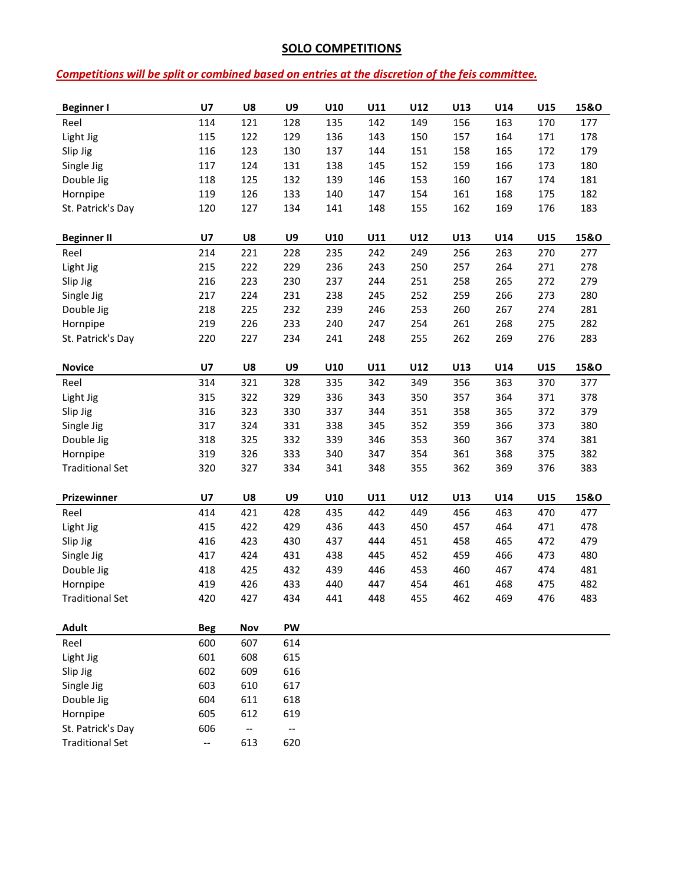## SOLO COMPETITIONS

***Competitions will be split or combined based on entries at the discretion of the feis committee.***

| Beginner I | U7 | U8 | U9 | U10 | U11 | U12 | U13 | U14 | U15 | 15&O |
|---|---|---|---|---|---|---|---|---|---|---|
| Reel | 114 | 121 | 128 | 135 | 142 | 149 | 156 | 163 | 170 | 177 |
| Light Jig | 115 | 122 | 129 | 136 | 143 | 150 | 157 | 164 | 171 | 178 |
| Slip Jig | 116 | 123 | 130 | 137 | 144 | 151 | 158 | 165 | 172 | 179 |
| Single Jig | 117 | 124 | 131 | 138 | 145 | 152 | 159 | 166 | 173 | 180 |
| Double Jig | 118 | 125 | 132 | 139 | 146 | 153 | 160 | 167 | 174 | 181 |
| Hornpipe | 119 | 126 | 133 | 140 | 147 | 154 | 161 | 168 | 175 | 182 |
| St. Patrick's Day | 120 | 127 | 134 | 141 | 148 | 155 | 162 | 169 | 176 | 183 |

| Beginner II | U7 | U8 | U9 | U10 | U11 | U12 | U13 | U14 | U15 | 15&O |
|---|---|---|---|---|---|---|---|---|---|---|
| Reel | 214 | 221 | 228 | 235 | 242 | 249 | 256 | 263 | 270 | 277 |
| Light Jig | 215 | 222 | 229 | 236 | 243 | 250 | 257 | 264 | 271 | 278 |
| Slip Jig | 216 | 223 | 230 | 237 | 244 | 251 | 258 | 265 | 272 | 279 |
| Single Jig | 217 | 224 | 231 | 238 | 245 | 252 | 259 | 266 | 273 | 280 |
| Double Jig | 218 | 225 | 232 | 239 | 246 | 253 | 260 | 267 | 274 | 281 |
| Hornpipe | 219 | 226 | 233 | 240 | 247 | 254 | 261 | 268 | 275 | 282 |
| St. Patrick's Day | 220 | 227 | 234 | 241 | 248 | 255 | 262 | 269 | 276 | 283 |

| Novice | U7 | U8 | U9 | U10 | U11 | U12 | U13 | U14 | U15 | 15&O |
|---|---|---|---|---|---|---|---|---|---|---|
| Reel | 314 | 321 | 328 | 335 | 342 | 349 | 356 | 363 | 370 | 377 |
| Light Jig | 315 | 322 | 329 | 336 | 343 | 350 | 357 | 364 | 371 | 378 |
| Slip Jig | 316 | 323 | 330 | 337 | 344 | 351 | 358 | 365 | 372 | 379 |
| Single Jig | 317 | 324 | 331 | 338 | 345 | 352 | 359 | 366 | 373 | 380 |
| Double Jig | 318 | 325 | 332 | 339 | 346 | 353 | 360 | 367 | 374 | 381 |
| Hornpipe | 319 | 326 | 333 | 340 | 347 | 354 | 361 | 368 | 375 | 382 |
| Traditional Set | 320 | 327 | 334 | 341 | 348 | 355 | 362 | 369 | 376 | 383 |

| Prizewinner | U7 | U8 | U9 | U10 | U11 | U12 | U13 | U14 | U15 | 15&O |
|---|---|---|---|---|---|---|---|---|---|---|
| Reel | 414 | 421 | 428 | 435 | 442 | 449 | 456 | 463 | 470 | 477 |
| Light Jig | 415 | 422 | 429 | 436 | 443 | 450 | 457 | 464 | 471 | 478 |
| Slip Jig | 416 | 423 | 430 | 437 | 444 | 451 | 458 | 465 | 472 | 479 |
| Single Jig | 417 | 424 | 431 | 438 | 445 | 452 | 459 | 466 | 473 | 480 |
| Double Jig | 418 | 425 | 432 | 439 | 446 | 453 | 460 | 467 | 474 | 481 |
| Hornpipe | 419 | 426 | 433 | 440 | 447 | 454 | 461 | 468 | 475 | 482 |
| Traditional Set | 420 | 427 | 434 | 441 | 448 | 455 | 462 | 469 | 476 | 483 |

| Adult | Beg | Nov | PW |
|---|---|---|---|
| Reel | 600 | 607 | 614 |
| Light Jig | 601 | 608 | 615 |
| Slip Jig | 602 | 609 | 616 |
| Single Jig | 603 | 610 | 617 |
| Double Jig | 604 | 611 | 618 |
| Hornpipe | 605 | 612 | 619 |
| St. Patrick's Day | 606 | -- | -- |
| Traditional Set | -- | 613 | 620 |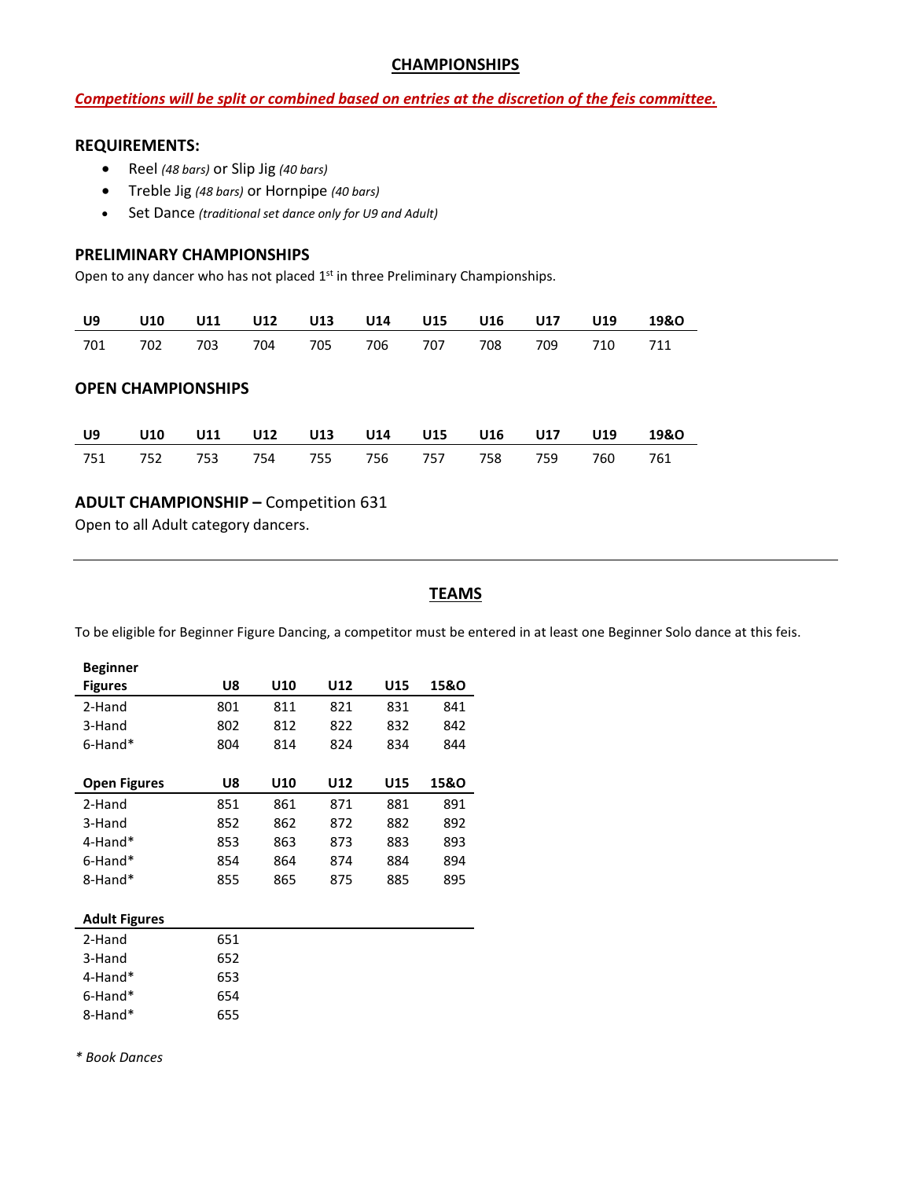## CHAMPIONSHIPS

***Competitions will be split or combined based on entries at the discretion of the feis committee.***

### REQUIREMENTS:

- Reel *(48 bars)* or Slip Jig *(40 bars)*
- Treble Jig *(48 bars)* or Hornpipe *(40 bars)*
- Set Dance *(traditional set dance only for U9 and Adult)*

### PRELIMINARY CHAMPIONSHIPS

Open to any dancer who has not placed 1st in three Preliminary Championships.

| U9 | U10 | U11 | U12 | U13 | U14 | U15 | U16 | U17 | U19 | 19&O |
|---|---|---|---|---|---|---|---|---|---|---|
| 701 | 702 | 703 | 704 | 705 | 706 | 707 | 708 | 709 | 710 | 711 |

### OPEN CHAMPIONSHIPS

| U9 | U10 | U11 | U12 | U13 | U14 | U15 | U16 | U17 | U19 | 19&O |
|---|---|---|---|---|---|---|---|---|---|---|
| 751 | 752 | 753 | 754 | 755 | 756 | 757 | 758 | 759 | 760 | 761 |

### ADULT CHAMPIONSHIP – Competition 631

Open to all Adult category dancers.

---

## TEAMS

To be eligible for Beginner Figure Dancing, a competitor must be entered in at least one Beginner Solo dance at this feis.

| Beginner Figures | U8 | U10 | U12 | U15 | 15&O |
|---|---|---|---|---|---|
| 2-Hand | 801 | 811 | 821 | 831 | 841 |
| 3-Hand | 802 | 812 | 822 | 832 | 842 |
| 6-Hand* | 804 | 814 | 824 | 834 | 844 |

| Open Figures | U8 | U10 | U12 | U15 | 15&O |
|---|---|---|---|---|---|
| 2-Hand | 851 | 861 | 871 | 881 | 891 |
| 3-Hand | 852 | 862 | 872 | 882 | 892 |
| 4-Hand* | 853 | 863 | 873 | 883 | 893 |
| 6-Hand* | 854 | 864 | 874 | 884 | 894 |
| 8-Hand* | 855 | 865 | 875 | 885 | 895 |

| Adult Figures | |
|---|---|
| 2-Hand | 651 |
| 3-Hand | 652 |
| 4-Hand* | 653 |
| 6-Hand* | 654 |
| 8-Hand* | 655 |

*\* Book Dances*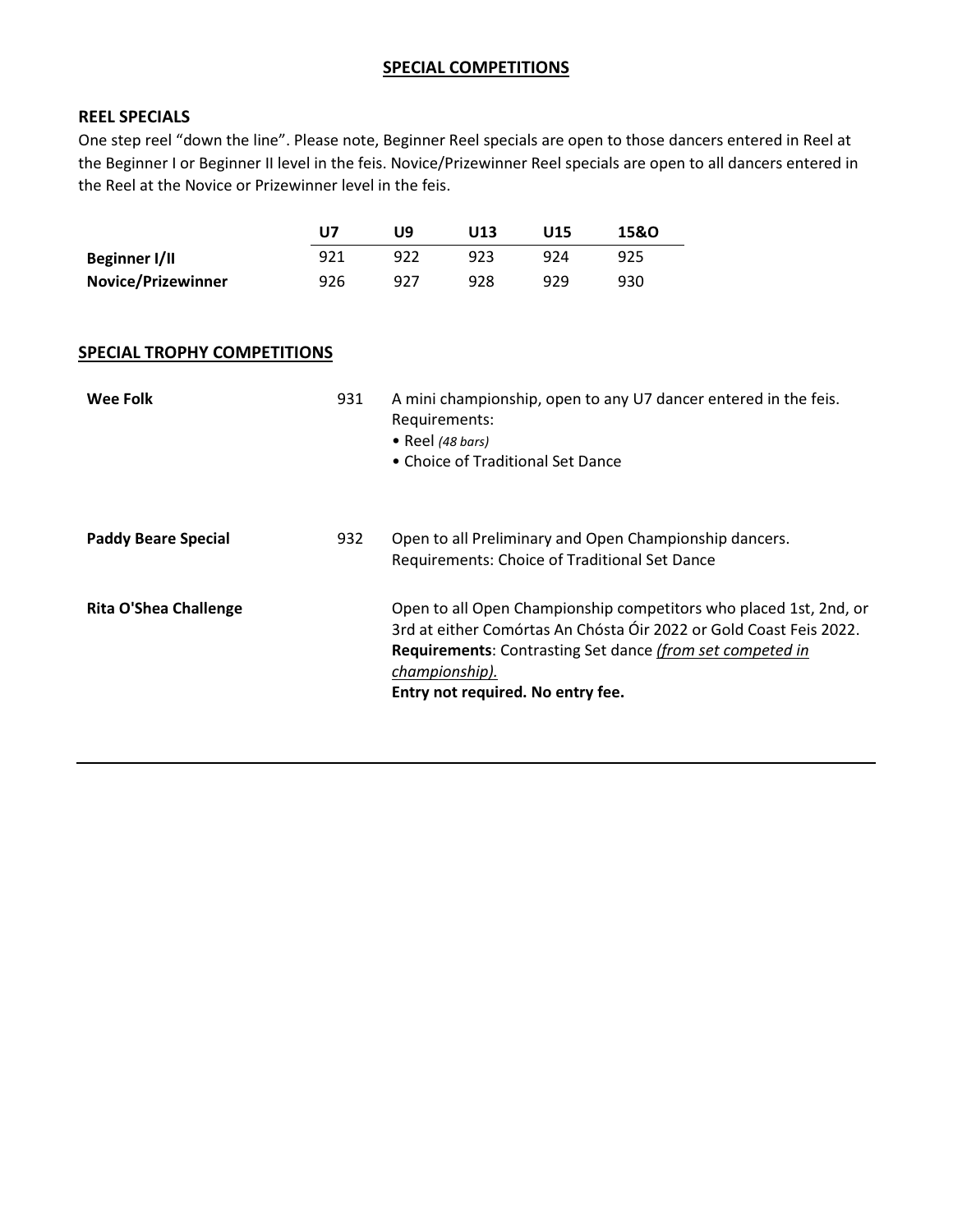## SPECIAL COMPETITIONS

### REEL SPECIALS

One step reel "down the line". Please note, Beginner Reel specials are open to those dancers entered in Reel at the Beginner I or Beginner II level in the feis. Novice/Prizewinner Reel specials are open to all dancers entered in the Reel at the Novice or Prizewinner level in the feis.

| | U7 | U9 | U13 | U15 | 15&O |
|---|---|---|---|---|---|
| **Beginner I/II** | 921 | 922 | 923 | 924 | 925 |
| **Novice/Prizewinner** | 926 | 927 | 928 | 929 | 930 |

### SPECIAL TROPHY COMPETITIONS

| | | |
|---|---|---|
| **Wee Folk** | 931 | A mini championship, open to any U7 dancer entered in the feis. Requirements:<br>• Reel *(48 bars)*<br>• Choice of Traditional Set Dance |
| **Paddy Beare Special** | 932 | Open to all Preliminary and Open Championship dancers. Requirements: Choice of Traditional Set Dance |
| **Rita O'Shea Challenge** | | Open to all Open Championship competitors who placed 1st, 2nd, or 3rd at either Comórtas An Chósta Óir 2022 or Gold Coast Feis 2022. **Requirements**: Contrasting Set dance *(from set competed in championship).*<br>**Entry not required. No entry fee.** |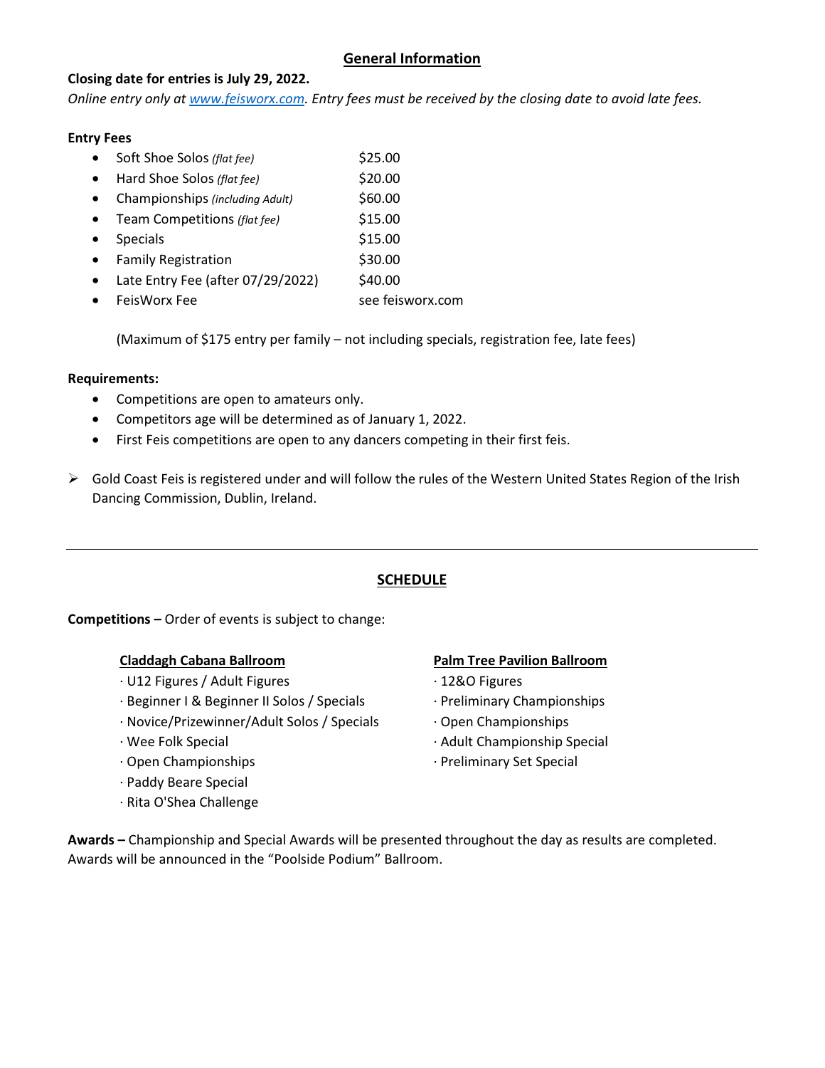## General Information

**Closing date for entries is July 29, 2022.**

*Online entry only at [www.feisworx.com](http://www.feisworx.com). Entry fees must be received by the closing date to avoid late fees.*

**Entry Fees**

| | |
|---|---|
| Soft Shoe Solos *(flat fee)* | $25.00 |
| Hard Shoe Solos *(flat fee)* | $20.00 |
| Championships *(including Adult)* | $60.00 |
| Team Competitions *(flat fee)* | $15.00 |
| Specials | $15.00 |
| Family Registration | $30.00 |
| Late Entry Fee (after 07/29/2022) | $40.00 |
| FeisWorx Fee | see feisworx.com |

(Maximum of $175 entry per family – not including specials, registration fee, late fees)

**Requirements:**

- Competitions are open to amateurs only.
- Competitors age will be determined as of January 1, 2022.
- First Feis competitions are open to any dancers competing in their first feis.

➢ Gold Coast Feis is registered under and will follow the rules of the Western United States Region of the Irish Dancing Commission, Dublin, Ireland.

---

## SCHEDULE

**Competitions –** Order of events is subject to change:

**Claddagh Cabana Ballroom**

- U12 Figures / Adult Figures
- Beginner I & Beginner II Solos / Specials
- Novice/Prizewinner/Adult Solos / Specials
- Wee Folk Special
- Open Championships
- Paddy Beare Special
- Rita O'Shea Challenge

**Palm Tree Pavilion Ballroom**

- 12&O Figures
- Preliminary Championships
- Open Championships
- Adult Championship Special
- Preliminary Set Special

**Awards –** Championship and Special Awards will be presented throughout the day as results are completed. Awards will be announced in the "Poolside Podium" Ballroom.